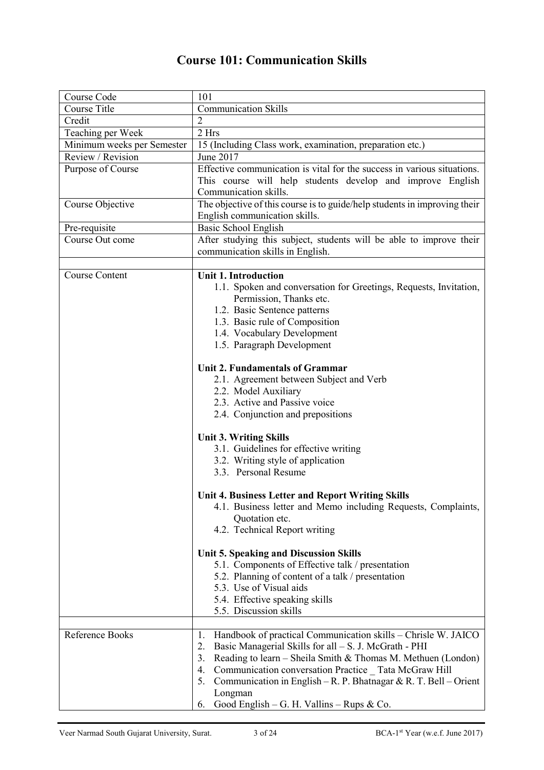# Course 101: Communication Skills

| Course Code | 101 |
|---|---|
| Course Title | Communication Skills |
| Credit | 2 |
| Teaching per Week | 2 Hrs |
| Minimum weeks per Semester | 15 (Including Class work, examination, preparation etc.) |
| Review / Revision | June 2017 |
| Purpose of Course | Effective communication is vital for the success in various situations. This course will help students develop and improve English Communication skills. |
| Course Objective | The objective of this course is to guide/help students in improving their English communication skills. |
| Pre-requisite | Basic School English |
| Course Out come | After studying this subject, students will be able to improve their communication skills in English. |
| | |
| Course Content | **Unit 1. Introduction**<br>1.1. Spoken and conversation for Greetings, Requests, Invitation, Permission, Thanks etc.<br>1.2. Basic Sentence patterns<br>1.3. Basic rule of Composition<br>1.4. Vocabulary Development<br>1.5. Paragraph Development<br><br>**Unit 2. Fundamentals of Grammar**<br>2.1. Agreement between Subject and Verb<br>2.2. Model Auxiliary<br>2.3. Active and Passive voice<br>2.4. Conjunction and prepositions<br><br>**Unit 3. Writing Skills**<br>3.1. Guidelines for effective writing<br>3.2. Writing style of application<br>3.3. Personal Resume<br><br>**Unit 4. Business Letter and Report Writing Skills**<br>4.1. Business letter and Memo including Requests, Complaints, Quotation etc.<br>4.2. Technical Report writing<br><br>**Unit 5. Speaking and Discussion Skills**<br>5.1. Components of Effective talk / presentation<br>5.2. Planning of content of a talk / presentation<br>5.3. Use of Visual aids<br>5.4. Effective speaking skills<br>5.5. Discussion skills |
| | |
| Reference Books | 1. Handbook of practical Communication skills – Chrisle W. JAICO<br>2. Basic Managerial Skills for all – S. J. McGrath - PHI<br>3. Reading to learn – Sheila Smith & Thomas M. Methuen (London)<br>4. Communication conversation Practice _ Tata McGraw Hill<br>5. Communication in English – R. P. Bhatnagar & R. T. Bell – Orient Longman<br>6. Good English – G. H. Vallins – Rups & Co. |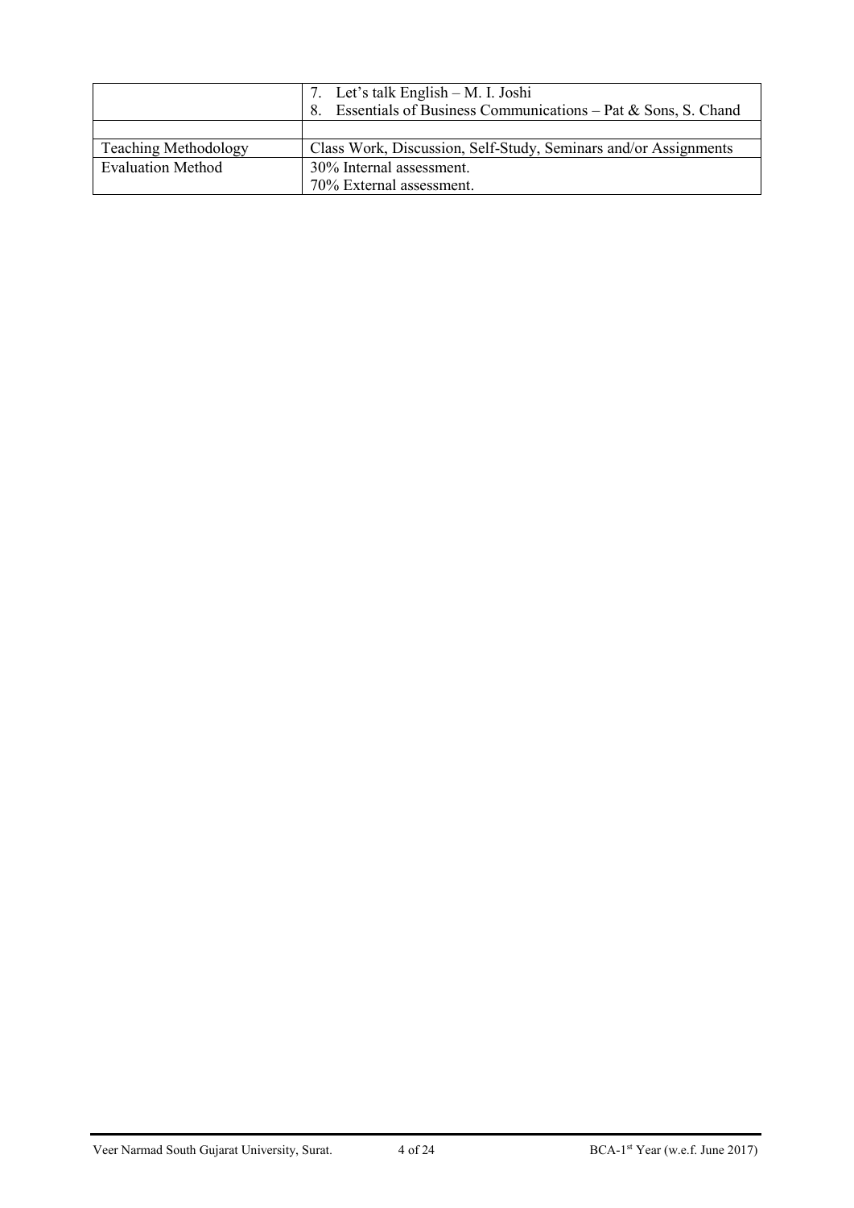| | |
|---|---|
| | 7. Let's talk English – M. I. Joshi<br>8. Essentials of Business Communications – Pat & Sons, S. Chand |
| | |
| Teaching Methodology | Class Work, Discussion, Self-Study, Seminars and/or Assignments |
| Evaluation Method | 30% Internal assessment.<br>70% External assessment. |